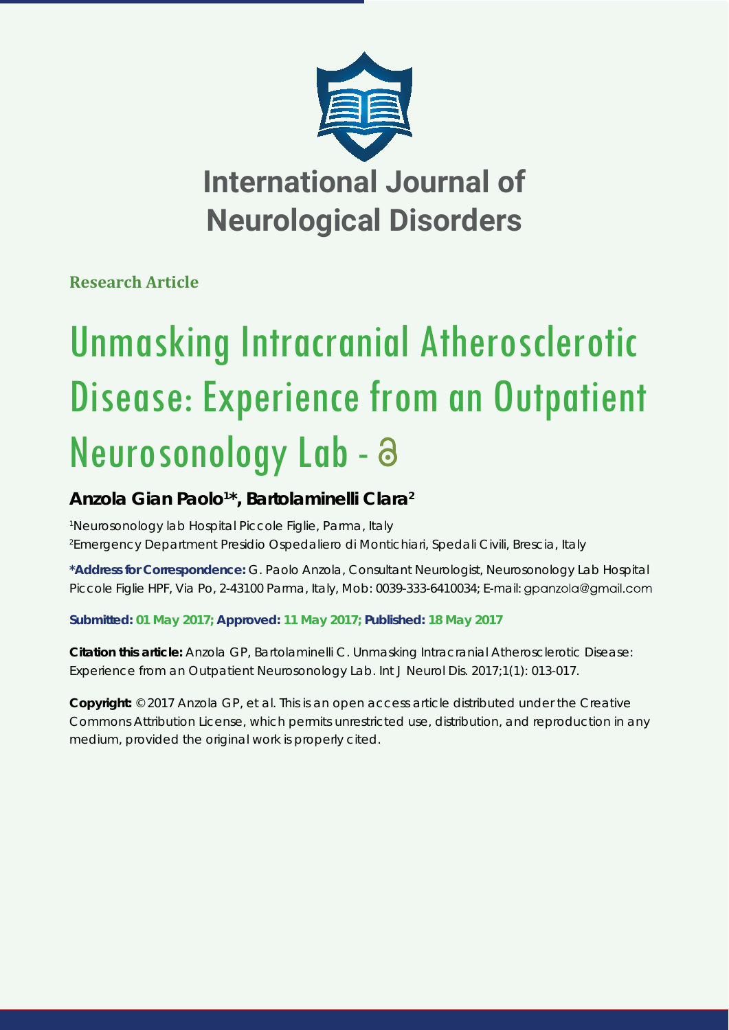# International Journal of Neurological Disorders

**Research Article**

# Unmasking Intracranial Atherosclerotic Disease: Experience from an Outpatient Neurosonology Lab -

**Anzola Gian Paolo[1]*, Bartolaminelli Clara[2]**

[1]Neurosonology lab Hospital Piccole Figlie, Parma, Italy
[2]Emergency Department Presidio Ospedaliero di Montichiari, Spedali Civili, Brescia, Italy

**\*Address for Correspondence:** G. Paolo Anzola, Consultant Neurologist, Neurosonology Lab Hospital Piccole Figlie HPF, Via Po, 2-43100 Parma, Italy, Mob: 0039-333-6410034; E-mail: gpanzola@gmail.com

**Submitted: 01 May 2017; Approved: 11 May 2017; Published: 18 May 2017**

**Citation this article:** Anzola GP, Bartolaminelli C. Unmasking Intracranial Atherosclerotic Disease: Experience from an Outpatient Neurosonology Lab. Int J Neurol Dis. 2017;1(1): 013-017.

**Copyright:** © 2017 Anzola GP, et al. This is an open access article distributed under the Creative Commons Attribution License, which permits unrestricted use, distribution, and reproduction in any medium, provided the original work is properly cited.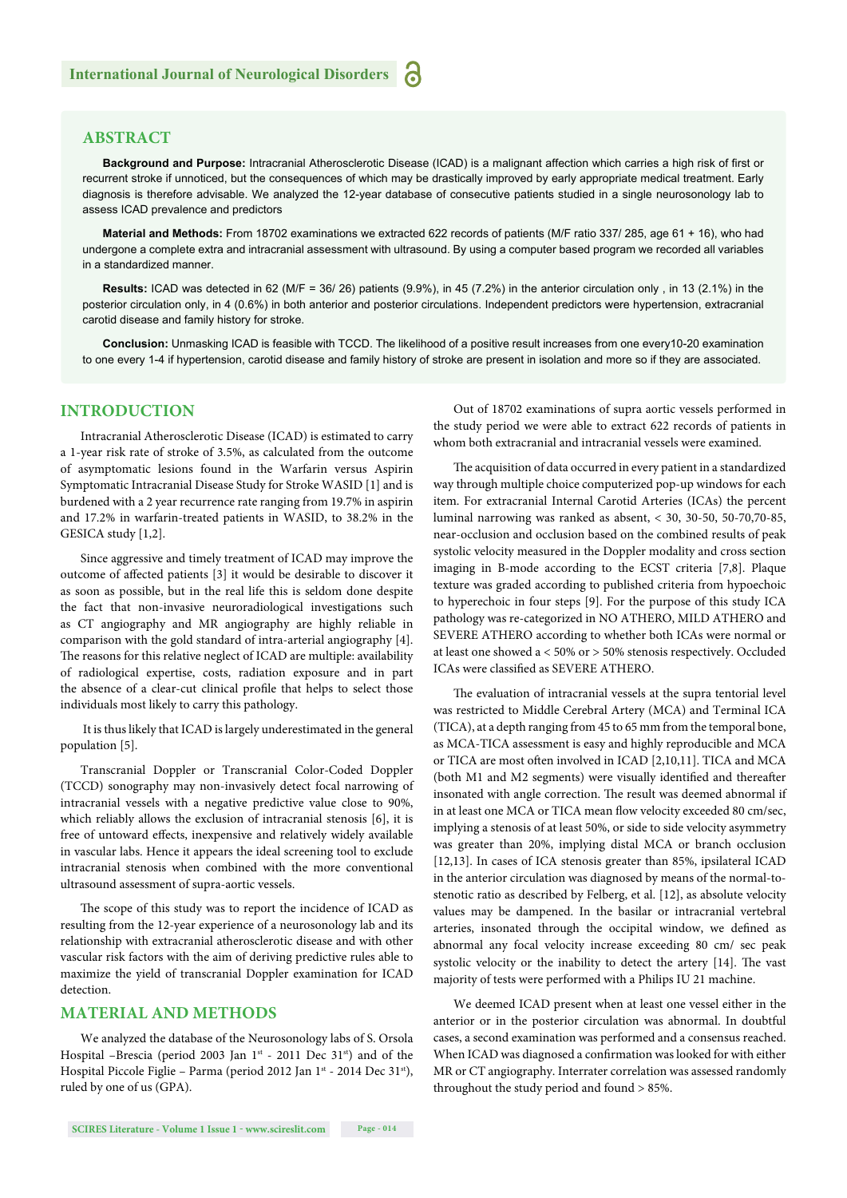## ABSTRACT

**Background and Purpose:** Intracranial Atherosclerotic Disease (ICAD) is a malignant affection which carries a high risk of first or recurrent stroke if unnoticed, but the consequences of which may be drastically improved by early appropriate medical treatment. Early diagnosis is therefore advisable. We analyzed the 12-year database of consecutive patients studied in a single neurosonology lab to assess ICAD prevalence and predictors

**Material and Methods:** From 18702 examinations we extracted 622 records of patients (M/F ratio 337/ 285, age 61 + 16), who had undergone a complete extra and intracranial assessment with ultrasound. By using a computer based program we recorded all variables in a standardized manner.

**Results:** ICAD was detected in 62 (M/F = 36/ 26) patients (9.9%), in 45 (7.2%) in the anterior circulation only , in 13 (2.1%) in the posterior circulation only, in 4 (0.6%) in both anterior and posterior circulations. Independent predictors were hypertension, extracranial carotid disease and family history for stroke.

**Conclusion:** Unmasking ICAD is feasible with TCCD. The likelihood of a positive result increases from one every10-20 examination to one every 1-4 if hypertension, carotid disease and family history of stroke are present in isolation and more so if they are associated.

## INTRODUCTION

Intracranial Atherosclerotic Disease (ICAD) is estimated to carry a 1-year risk rate of stroke of 3.5%, as calculated from the outcome of asymptomatic lesions found in the Warfarin versus Aspirin Symptomatic Intracranial Disease Study for Stroke WASID [1] and is burdened with a 2 year recurrence rate ranging from 19.7% in aspirin and 17.2% in warfarin-treated patients in WASID, to 38.2% in the GESICA study [1,2].

Since aggressive and timely treatment of ICAD may improve the outcome of affected patients [3] it would be desirable to discover it as soon as possible, but in the real life this is seldom done despite the fact that non-invasive neuroradiological investigations such as CT angiography and MR angiography are highly reliable in comparison with the gold standard of intra-arterial angiography [4]. The reasons for this relative neglect of ICAD are multiple: availability of radiological expertise, costs, radiation exposure and in part the absence of a clear-cut clinical profile that helps to select those individuals most likely to carry this pathology.

It is thus likely that ICAD is largely underestimated in the general population [5].

Transcranial Doppler or Transcranial Color-Coded Doppler (TCCD) sonography may non-invasively detect focal narrowing of intracranial vessels with a negative predictive value close to 90%, which reliably allows the exclusion of intracranial stenosis [6], it is free of untoward effects, inexpensive and relatively widely available in vascular labs. Hence it appears the ideal screening tool to exclude intracranial stenosis when combined with the more conventional ultrasound assessment of supra-aortic vessels.

The scope of this study was to report the incidence of ICAD as resulting from the 12-year experience of a neurosonology lab and its relationship with extracranial atherosclerotic disease and with other vascular risk factors with the aim of deriving predictive rules able to maximize the yield of transcranial Doppler examination for ICAD detection.

## MATERIAL AND METHODS

We analyzed the database of the Neurosonology labs of S. Orsola Hospital –Brescia (period 2003 Jan 1st - 2011 Dec 31st) and of the Hospital Piccole Figlie – Parma (period 2012 Jan 1st - 2014 Dec 31st), ruled by one of us (GPA).

Out of 18702 examinations of supra aortic vessels performed in the study period we were able to extract 622 records of patients in whom both extracranial and intracranial vessels were examined.

The acquisition of data occurred in every patient in a standardized way through multiple choice computerized pop-up windows for each item. For extracranial Internal Carotid Arteries (ICAs) the percent luminal narrowing was ranked as absent, < 30, 30-50, 50-70,70-85, near-occlusion and occlusion based on the combined results of peak systolic velocity measured in the Doppler modality and cross section imaging in B-mode according to the ECST criteria [7,8]. Plaque texture was graded according to published criteria from hypoechoic to hyperechoic in four steps [9]. For the purpose of this study ICA pathology was re-categorized in NO ATHERO, MILD ATHERO and SEVERE ATHERO according to whether both ICAs were normal or at least one showed a < 50% or > 50% stenosis respectively. Occluded ICAs were classified as SEVERE ATHERO.

The evaluation of intracranial vessels at the supra tentorial level was restricted to Middle Cerebral Artery (MCA) and Terminal ICA (TICA), at a depth ranging from 45 to 65 mm from the temporal bone, as MCA-TICA assessment is easy and highly reproducible and MCA or TICA are most often involved in ICAD [2,10,11]. TICA and MCA (both M1 and M2 segments) were visually identified and thereafter insonated with angle correction. The result was deemed abnormal if in at least one MCA or TICA mean flow velocity exceeded 80 cm/sec, implying a stenosis of at least 50%, or side to side velocity asymmetry was greater than 20%, implying distal MCA or branch occlusion [12,13]. In cases of ICA stenosis greater than 85%, ipsilateral ICAD in the anterior circulation was diagnosed by means of the normal-to-stenotic ratio as described by Felberg, et al. [12], as absolute velocity values may be dampened. In the basilar or intracranial vertebral arteries, insonated through the occipital window, we defined as abnormal any focal velocity increase exceeding 80 cm/ sec peak systolic velocity or the inability to detect the artery [14]. The vast majority of tests were performed with a Philips IU 21 machine.

We deemed ICAD present when at least one vessel either in the anterior or in the posterior circulation was abnormal. In doubtful cases, a second examination was performed and a consensus reached. When ICAD was diagnosed a confirmation was looked for with either MR or CT angiography. Interrater correlation was assessed randomly throughout the study period and found > 85%.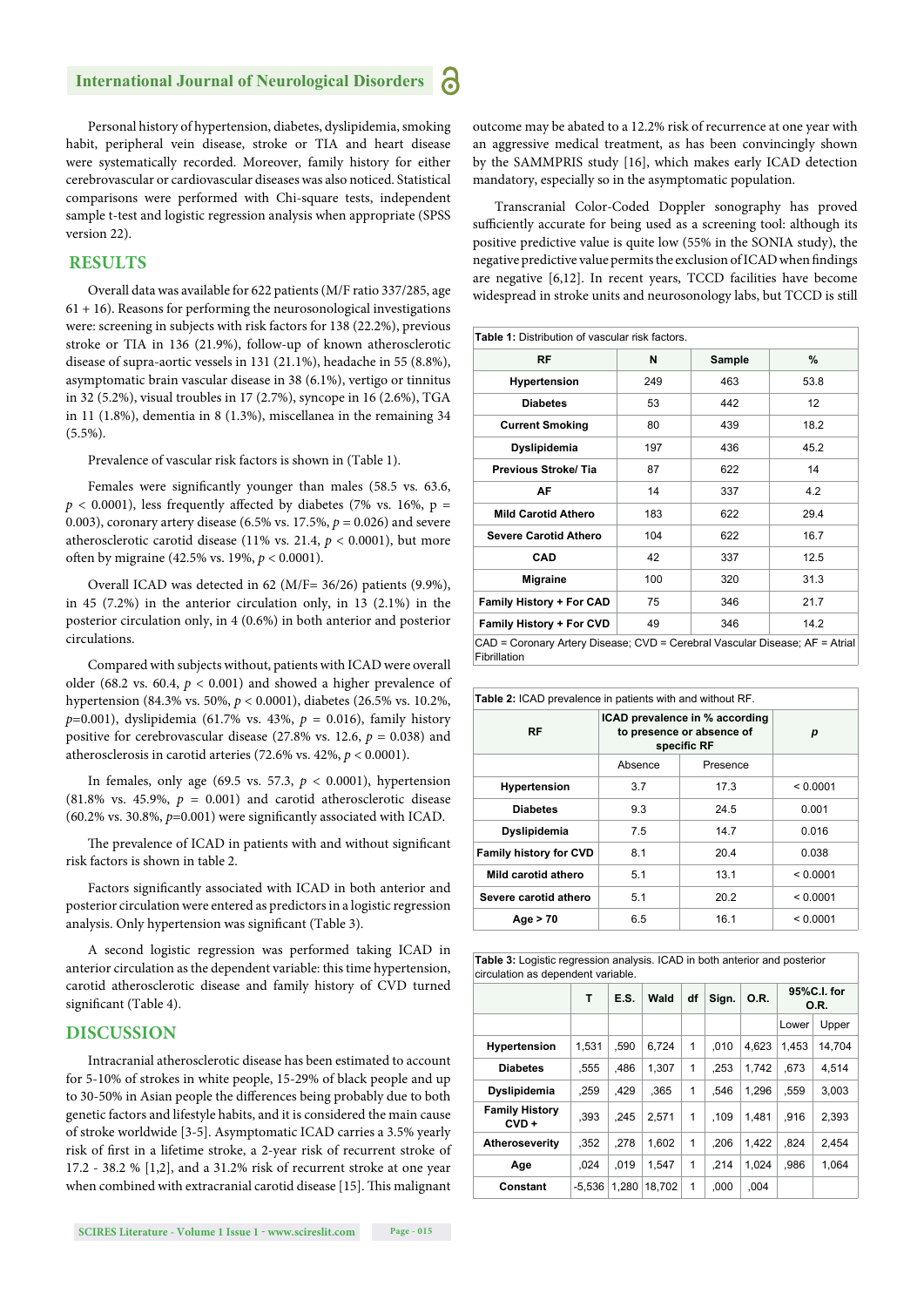Personal history of hypertension, diabetes, dyslipidemia, smoking habit, peripheral vein disease, stroke or TIA and heart disease were systematically recorded. Moreover, family history for either cerebrovascular or cardiovascular diseases was also noticed. Statistical comparisons were performed with Chi-square tests, independent sample t-test and logistic regression analysis when appropriate (SPSS version 22).

## RESULTS

Overall data was available for 622 patients (M/F ratio 337/285, age 61 + 16). Reasons for performing the neurosonological investigations were: screening in subjects with risk factors for 138 (22.2%), previous stroke or TIA in 136 (21.9%), follow-up of known atherosclerotic disease of supra-aortic vessels in 131 (21.1%), headache in 55 (8.8%), asymptomatic brain vascular disease in 38 (6.1%), vertigo or tinnitus in 32 (5.2%), visual troubles in 17 (2.7%), syncope in 16 (2.6%), TGA in 11 (1.8%), dementia in 8 (1.3%), miscellanea in the remaining 34 (5.5%).

Prevalence of vascular risk factors is shown in (Table 1).

Females were significantly younger than males (58.5 vs. 63.6, $p < 0.0001$), less frequently affected by diabetes (7% vs. 16%, p = 0.003), coronary artery disease (6.5% vs. 17.5%, $p = 0.026$) and severe atherosclerotic carotid disease (11% vs. 21.4, $p < 0.0001$), but more often by migraine (42.5% vs. 19%, $p < 0.0001$).

Overall ICAD was detected in 62 (M/F= 36/26) patients (9.9%), in 45 (7.2%) in the anterior circulation only, in 13 (2.1%) in the posterior circulation only, in 4 (0.6%) in both anterior and posterior circulations.

Compared with subjects without, patients with ICAD were overall older (68.2 vs. 60.4, $p < 0.001$) and showed a higher prevalence of hypertension (84.3% vs. 50%, $p < 0.0001$), diabetes (26.5% vs. 10.2%, $p$=0.001), dyslipidemia (61.7% vs. 43%, $p = 0.016$), family history positive for cerebrovascular disease (27.8% vs. 12.6, $p = 0.038$) and atherosclerosis in carotid arteries (72.6% vs. 42%, $p < 0.0001$).

In females, only age (69.5 vs. 57.3, $p < 0.0001$), hypertension (81.8% vs. 45.9%, $p = 0.001$) and carotid atherosclerotic disease (60.2% vs. 30.8%, $p$=0.001) were significantly associated with ICAD.

The prevalence of ICAD in patients with and without significant risk factors is shown in table 2.

Factors significantly associated with ICAD in both anterior and posterior circulation were entered as predictors in a logistic regression analysis. Only hypertension was significant (Table 3).

A second logistic regression was performed taking ICAD in anterior circulation as the dependent variable: this time hypertension, carotid atherosclerotic disease and family history of CVD turned significant (Table 4).

## DISCUSSION

Intracranial atherosclerotic disease has been estimated to account for 5-10% of strokes in white people, 15-29% of black people and up to 30-50% in Asian people the differences being probably due to both genetic factors and lifestyle habits, and it is considered the main cause of stroke worldwide [3-5]. Asymptomatic ICAD carries a 3.5% yearly risk of first in a lifetime stroke, a 2-year risk of recurrent stroke of 17.2 - 38.2 % [1,2], and a 31.2% risk of recurrent stroke at one year when combined with extracranial carotid disease [15]. This malignant outcome may be abated to a 12.2% risk of recurrence at one year with an aggressive medical treatment, as has been convincingly shown by the SAMMPRIS study [16], which makes early ICAD detection mandatory, especially so in the asymptomatic population.

Transcranial Color-Coded Doppler sonography has proved sufficiently accurate for being used as a screening tool: although its positive predictive value is quite low (55% in the SONIA study), the negative predictive value permits the exclusion of ICAD when findings are negative [6,12]. In recent years, TCCD facilities have become widespread in stroke units and neurosonology labs, but TCCD is still

**Table 1:** Distribution of vascular risk factors.

| RF | N | Sample | % |
|---|---|---|---|
| Hypertension | 249 | 463 | 53.8 |
| Diabetes | 53 | 442 | 12 |
| Current Smoking | 80 | 439 | 18.2 |
| Dyslipidemia | 197 | 436 | 45.2 |
| Previous Stroke/ Tia | 87 | 622 | 14 |
| AF | 14 | 337 | 4.2 |
| Mild Carotid Athero | 183 | 622 | 29.4 |
| Severe Carotid Athero | 104 | 622 | 16.7 |
| CAD | 42 | 337 | 12.5 |
| Migraine | 100 | 320 | 31.3 |
| Family History + For CAD | 75 | 346 | 21.7 |
| Family History + For CVD | 49 | 346 | 14.2 |

CAD = Coronary Artery Disease; CVD = Cerebral Vascular Disease; AF = Atrial Fibrillation

**Table 2:** ICAD prevalence in patients with and without RF.

| RF | ICAD prevalence in % according to presence or absence of specific RF | | *p* |
|---|---|---|---|
| | Absence | Presence | |
| Hypertension | 3.7 | 17.3 | < 0.0001 |
| Diabetes | 9.3 | 24.5 | 0.001 |
| Dyslipidemia | 7.5 | 14.7 | 0.016 |
| Family history for CVD | 8.1 | 20.4 | 0.038 |
| Mild carotid athero | 5.1 | 13.1 | < 0.0001 |
| Severe carotid athero | 5.1 | 20.2 | < 0.0001 |
| Age > 70 | 6.5 | 16.1 | < 0.0001 |

**Table 3:** Logistic regression analysis. ICAD in both anterior and posterior circulation as dependent variable.

| | T | E.S. | Wald | df | Sign. | O.R. | 95%C.I. for O.R. | |
|---|---|---|---|---|---|---|---|---|
| | | | | | | | Lower | Upper |
| Hypertension | 1,531 | ,590 | 6,724 | 1 | ,010 | 4,623 | 1,453 | 14,704 |
| Diabetes | ,555 | ,486 | 1,307 | 1 | ,253 | 1,742 | ,673 | 4,514 |
| Dyslipidemia | ,259 | ,429 | ,365 | 1 | ,546 | 1,296 | ,559 | 3,003 |
| Family History CVD + | ,393 | ,245 | 2,571 | 1 | ,109 | 1,481 | ,916 | 2,393 |
| Atheroseverity | ,352 | ,278 | 1,602 | 1 | ,206 | 1,422 | ,824 | 2,454 |
| Age | ,024 | ,019 | 1,547 | 1 | ,214 | 1,024 | ,986 | 1,064 |
| Constant | -5,536 | 1,280 | 18,702 | 1 | ,000 | ,004 | | |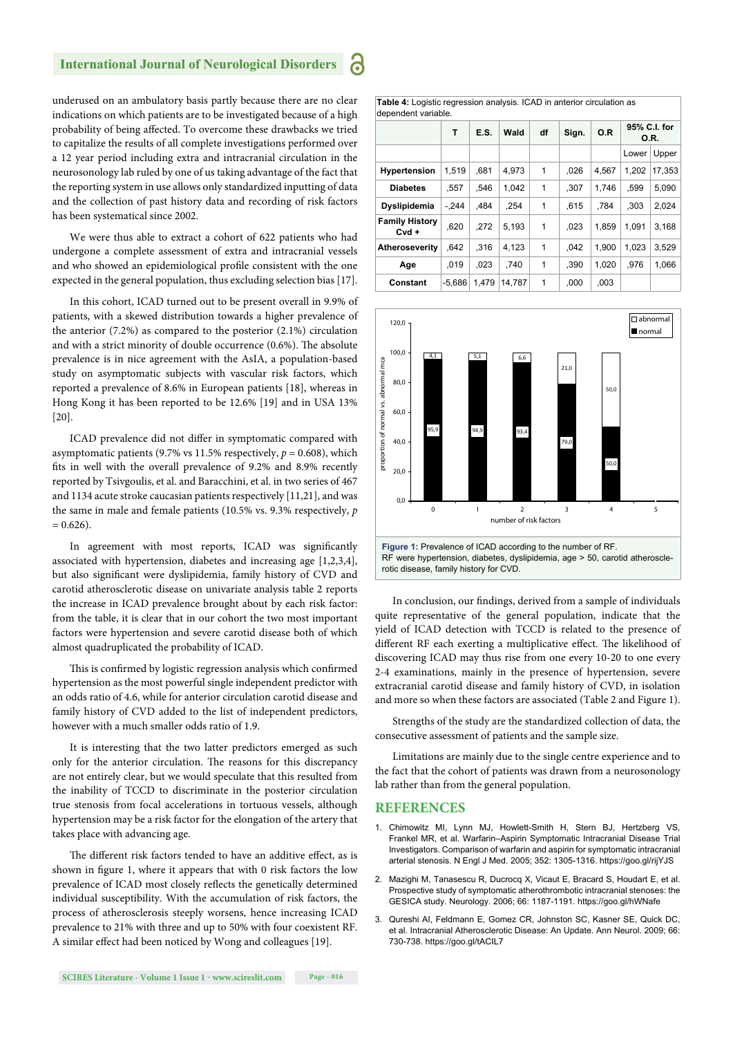underused on an ambulatory basis partly because there are no clear indications on which patients are to be investigated because of a high probability of being affected. To overcome these drawbacks we tried to capitalize the results of all complete investigations performed over a 12 year period including extra and intracranial circulation in the neurosonology lab ruled by one of us taking advantage of the fact that the reporting system in use allows only standardized inputting of data and the collection of past history data and recording of risk factors has been systematical since 2002.

We were thus able to extract a cohort of 622 patients who had undergone a complete assessment of extra and intracranial vessels and who showed an epidemiological profile consistent with the one expected in the general population, thus excluding selection bias [17].

In this cohort, ICAD turned out to be present overall in 9.9% of patients, with a skewed distribution towards a higher prevalence of the anterior (7.2%) as compared to the posterior (2.1%) circulation and with a strict minority of double occurrence (0.6%). The absolute prevalence is in nice agreement with the AsIA, a population-based study on asymptomatic subjects with vascular risk factors, which reported a prevalence of 8.6% in European patients [18], whereas in Hong Kong it has been reported to be 12.6% [19] and in USA 13% [20].

ICAD prevalence did not differ in symptomatic compared with asymptomatic patients (9.7% vs 11.5% respectively, $p = 0.608$), which fits in well with the overall prevalence of 9.2% and 8.9% recently reported by Tsivgoulis, et al. and Baracchini, et al. in two series of 467 and 1134 acute stroke caucasian patients respectively [11,21], and was the same in male and female patients (10.5% vs. 9.3% respectively, $p = 0.626$).

In agreement with most reports, ICAD was significantly associated with hypertension, diabetes and increasing age [1,2,3,4], but also significant were dyslipidemia, family history of CVD and carotid atherosclerotic disease on univariate analysis table 2 reports the increase in ICAD prevalence brought about by each risk factor: from the table, it is clear that in our cohort the two most important factors were hypertension and severe carotid disease both of which almost quadruplicated the probability of ICAD.

This is confirmed by logistic regression analysis which confirmed hypertension as the most powerful single independent predictor with an odds ratio of 4.6, while for anterior circulation carotid disease and family history of CVD added to the list of independent predictors, however with a much smaller odds ratio of 1.9.

It is interesting that the two latter predictors emerged as such only for the anterior circulation. The reasons for this discrepancy are not entirely clear, but we would speculate that this resulted from the inability of TCCD to discriminate in the posterior circulation true stenosis from focal accelerations in tortuous vessels, although hypertension may be a risk factor for the elongation of the artery that takes place with advancing age.

The different risk factors tended to have an additive effect, as is shown in figure 1, where it appears that with 0 risk factors the low prevalence of ICAD most closely reflects the genetically determined individual susceptibility. With the accumulation of risk factors, the process of atherosclerosis steeply worsens, hence increasing ICAD prevalence to 21% with three and up to 50% with four coexistent RF. A similar effect had been noticed by Wong and colleagues [19].

**Table 4:** Logistic regression analysis. ICAD in anterior circulation as dependent variable.

| | T | E.S. | Wald | df | Sign. | O.R | 95% C.I. for O.R. | |
|---|---|---|---|---|---|---|---|---|
| | | | | | | | Lower | Upper |
| **Hypertension** | 1,519 | ,681 | 4,973 | 1 | ,026 | 4,567 | 1,202 | 17,353 |
| **Diabetes** | ,557 | ,546 | 1,042 | 1 | ,307 | 1,746 | ,599 | 5,090 |
| **Dyslipidemia** | -,244 | ,484 | ,254 | 1 | ,615 | ,784 | ,303 | 2,024 |
| **Family History Cvd +** | ,620 | ,272 | 5,193 | 1 | ,023 | 1,859 | 1,091 | 3,168 |
| **Atheroseverity** | ,642 | ,316 | 4,123 | 1 | ,042 | 1,900 | 1,023 | 3,529 |
| **Age** | ,019 | ,023 | ,740 | 1 | ,390 | 1,020 | ,976 | 1,066 |
| **Constant** | -5,686 | 1,479 | 14,787 | 1 | ,000 | ,003 | | |

**Figure 1:** Prevalence of ICAD according to the number of RF.
RF were hypertension, diabetes, dyslipidemia, age > 50, carotid atherosclerotic disease, family history for CVD.

In conclusion, our findings, derived from a sample of individuals quite representative of the general population, indicate that the yield of ICAD detection with TCCD is related to the presence of different RF each exerting a multiplicative effect. The likelihood of discovering ICAD may thus rise from one every 10-20 to one every 2-4 examinations, mainly in the presence of hypertension, severe extracranial carotid disease and family history of CVD, in isolation and more so when these factors are associated (Table 2 and Figure 1).

Strengths of the study are the standardized collection of data, the consecutive assessment of patients and the sample size.

Limitations are mainly due to the single centre experience and to the fact that the cohort of patients was drawn from a neurosonology lab rather than from the general population.

## REFERENCES

1. Chimowitz MI, Lynn MJ, Howlett-Smith H, Stern BJ, Hertzberg VS, Frankel MR, et al. Warfarin–Aspirin Symptomatic Intracranial Disease Trial Investigators. Comparison of warfarin and aspirin for symptomatic intracranial arterial stenosis. N Engl J Med. 2005; 352: 1305-1316. https://goo.gl/rijYJS
2. Mazighi M, Tanasescu R, Ducrocq X, Vicaut E, Bracard S, Houdart E, et al. Prospective study of symptomatic atherothrombotic intracranial stenoses: the GESICA study. Neurology. 2006; 66: 1187-1191. https://goo.gl/hWNafe
3. Qureshi AI, Feldmann E, Gomez CR, Johnston SC, Kasner SE, Quick DC, et al. Intracranial Atherosclerotic Disease: An Update. Ann Neurol. 2009; 66: 730-738. https://goo.gl/tACIL7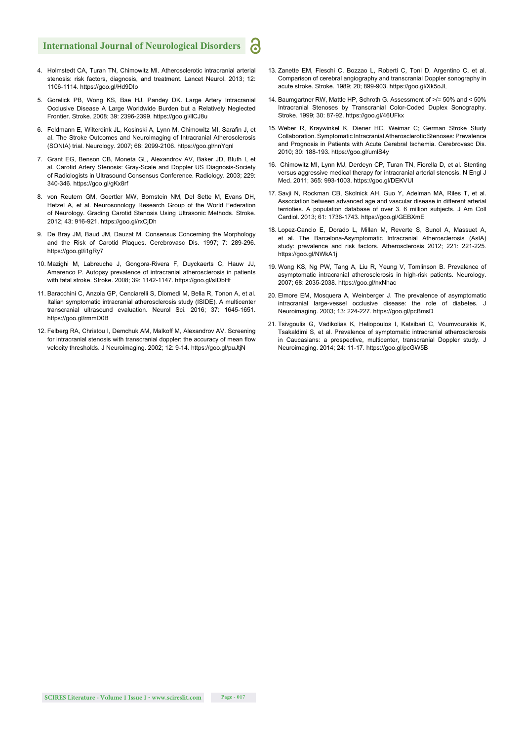4. Holmstedt CA, Turan TN, Chimowitz MI. Atherosclerotic intracranial arterial stenosis: risk factors, diagnosis, and treatment. Lancet Neurol. 2013; 12: 1106-1114. https://goo.gl/Hd9DIo

5. Gorelick PB, Wong KS, Bae HJ, Pandey DK. Large Artery Intracranial Occlusive Disease A Large Worldwide Burden but a Relatively Neglected Frontier. Stroke. 2008; 39: 2396-2399. https://goo.gl/llCJ8u

6. Feldmann E, Wilterdink JL, Kosinski A, Lynn M, Chimowitz MI, Sarafin J, et al. The Stroke Outcomes and Neuroimaging of Intracranial Atherosclerosis (SONIA) trial. Neurology. 2007; 68: 2099-2106. https://goo.gl/nnYqnl

7. Grant EG, Benson CB, Moneta GL, Alexandrov AV, Baker JD, Bluth I, et al. Carotid Artery Stenosis: Gray-Scale and Doppler US Diagnosis-Society of Radiologists in Ultrasound Consensus Conference. Radiology. 2003; 229: 340-346. https://goo.gl/gKx8rf

8. von Reutern GM, Goertler MW, Bornstein NM, Del Sette M, Evans DH, Hetzel A, et al. Neurosonology Research Group of the World Federation of Neurology. Grading Carotid Stenosis Using Ultrasonic Methods. Stroke. 2012; 43: 916-921. https://goo.gl/rxCjDh

9. De Bray JM, Baud JM, Dauzat M. Consensus Concerning the Morphology and the Risk of Carotid Plaques. Cerebrovasc Dis. 1997; 7: 289-296. https://goo.gl/i1gRy7

10. Mazighi M, Labreuche J, Gongora-Rivera F, Duyckaerts C, Hauw JJ, Amarenco P. Autopsy prevalence of intracranial atherosclerosis in patients with fatal stroke. Stroke. 2008; 39: 1142-1147. https://goo.gl/sIDbHf

11. Baracchini C, Anzola GP, Cenciarelli S, Diomedi M, Bella R, Tonon A, et al. Italian symptomatic intracranial atherosclerosis study (ISIDE). A multicenter transcranial ultrasound evaluation. Neurol Sci. 2016; 37: 1645-1651. https://goo.gl/rmmD0B

12. Felberg RA, Christou I, Demchuk AM, Malkoff M, Alexandrov AV. Screening for intracranial stenosis with transcranial doppler: the accuracy of mean flow velocity thresholds. J Neuroimaging. 2002; 12: 9-14. https://goo.gl/puJtjN

13. Zanette EM, Fieschi C, Bozzao L, Roberti C, Toni D, Argentino C, et al. Comparison of cerebral angiography and transcranial Doppler sonography in acute stroke. Stroke. 1989; 20; 899-903. https://goo.gl/Xk5oJL

14. Baumgartner RW, Mattle HP, Schroth G. Assessment of >/= 50% and < 50% Intracranial Stenoses by Transcranial Color-Coded Duplex Sonography. Stroke. 1999; 30: 87-92. https://goo.gl/46UFkx

15. Weber R, Kraywinkel K, Diener HC, Weimar C; German Stroke Study Collaboration. Symptomatic Intracranial Atherosclerotic Stenoses: Prevalence and Prognosis in Patients with Acute Cerebral Ischemia. Cerebrovasc Dis. 2010; 30: 188-193. https://goo.gl/umlS4y

16. Chimowitz MI, Lynn MJ, Derdeyn CP, Turan TN, Fiorella D, et al. Stenting versus aggressive medical therapy for intracranial arterial stenosis. N Engl J Med. 2011; 365: 993-1003. https://goo.gl/DEKVUl

17. Savji N, Rockman CB, Skolnick AH, Guo Y, Adelman MA, Riles T, et al. Association between advanced age and vascular disease in different arterial terrioties. A population database of over 3. 6 million subjects. J Am Coll Cardiol. 2013; 61: 1736-1743. https://goo.gl/GEBXmE

18. Lopez-Cancio E, Dorado L, Millan M, Reverte S, Sunol A, Massuet A, et al. The Barcelona-Asymptomatic Intracranial Atherosclerosis (AsIA) study: prevalence and risk factors. Atherosclerosis 2012; 221: 221-225. https://goo.gl/NWkA1j

19. Wong KS, Ng PW, Tang A, Liu R, Yeung V, Tomlinson B. Prevalence of asymptomatic intracranial atherosclerosis in high-risk patients. Neurology. 2007; 68: 2035-2038. https://goo.gl/nxNhac

20. Elmore EM, Mosquera A, Weinberger J. The prevalence of asymptomatic intracranial large-vessel occlusive disease: the role of diabetes. J Neuroimaging. 2003; 13: 224-227. https://goo.gl/pcBmsD

21. Tsivgoulis G, Vadikolias K, Heliopoulos I, Katsibari C, Voumvourakis K, Tsakaldimi S, et al. Prevalence of symptomatic intracranial atherosclerosis in Caucasians: a prospective, multicenter, transcranial Doppler study. J Neuroimaging. 2014; 24: 11-17. https://goo.gl/pcGW5B